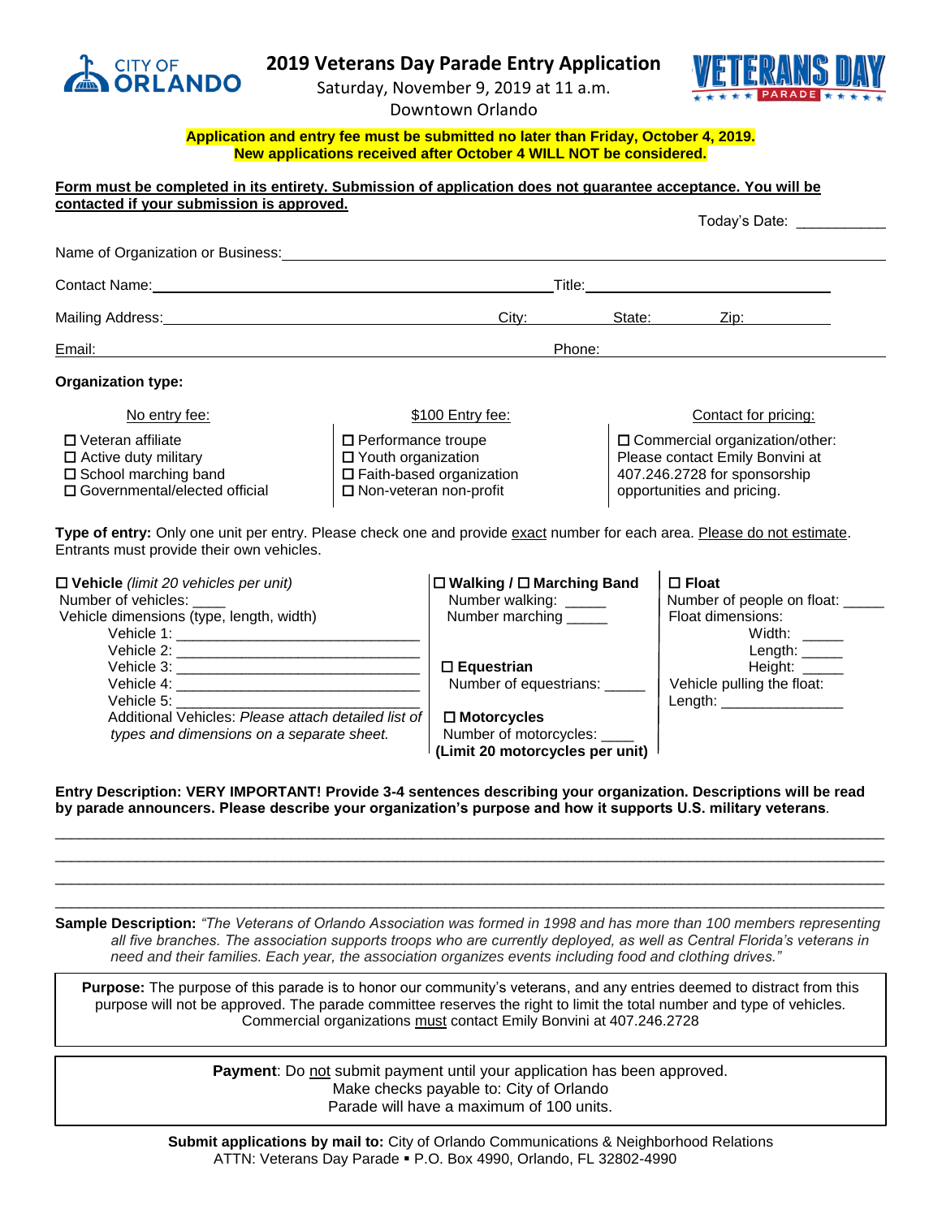# 2019 Veterans Day Parade Entry Application

Saturday, November 9, 2019 at 11 a.m.
Downtown Orlando

**Application and entry fee must be submitted no later than Friday, October 4, 2019.**
**New applications received after October 4 WILL NOT be considered.**

**Form must be completed in its entirety. Submission of application does not guarantee acceptance. You will be contacted if your submission is approved.**

Today's Date: ___________

Name of Organization or Business: ______________________________

Contact Name: ______________________________ Title: ______________________________

Mailing Address: ______________________________ City: ________ State: ________ Zip: ________

Email: ______________________________ Phone: ______________________________

**Organization type:**

| No entry fee: | $100 Entry fee: | Contact for pricing: |
|---|---|---|
| ☐ Veteran affiliate<br>☐ Active duty military<br>☐ School marching band<br>☐ Governmental/elected official | ☐ Performance troupe<br>☐ Youth organization<br>☐ Faith-based organization<br>☐ Non-veteran non-profit | ☐ Commercial organization/other: Please contact Emily Bonvini at 407.246.2728 for sponsorship opportunities and pricing. |

**Type of entry:** Only one unit per entry. Please check one and provide exact number for each area. Please do not estimate. Entrants must provide their own vehicles.

☐ **Vehicle** *(limit 20 vehicles per unit)*
Number of vehicles: ____
Vehicle dimensions (type, length, width)
Vehicle 1: ______________________________
Vehicle 2: ______________________________
Vehicle 3: ______________________________
Vehicle 4: ______________________________
Vehicle 5: ______________________________
Additional Vehicles: *Please attach detailed list of types and dimensions on a separate sheet.*

☐ **Walking** / ☐ **Marching Band**
Number walking: _____
Number marching _____

☐ **Equestrian**
Number of equestrians: _____

☐ **Motorcycles**
Number of motorcycles: ____
**(Limit 20 motorcycles per unit)**

☐ **Float**
Number of people on float: _____
Float dimensions:
Width: _____
Length: _____
Height: _____
Vehicle pulling the float:
Length: _______________

**Entry Description: VERY IMPORTANT! Provide 3-4 sentences describing your organization. Descriptions will be read by parade announcers. Please describe your organization's purpose and how it supports U.S. military veterans**.

______________________________________________________________________________
______________________________________________________________________________
______________________________________________________________________________
______________________________________________________________________________

**Sample Description:** *"The Veterans of Orlando Association was formed in 1998 and has more than 100 members representing all five branches. The association supports troops who are currently deployed, as well as Central Florida's veterans in need and their families. Each year, the association organizes events including food and clothing drives."*

**Purpose:** The purpose of this parade is to honor our community's veterans, and any entries deemed to distract from this purpose will not be approved. The parade committee reserves the right to limit the total number and type of vehicles. Commercial organizations must contact Emily Bonvini at 407.246.2728

**Payment**: Do not submit payment until your application has been approved.
Make checks payable to: City of Orlando
Parade will have a maximum of 100 units.

**Submit applications by mail to:** City of Orlando Communications & Neighborhood Relations
ATTN: Veterans Day Parade ▪ P.O. Box 4990, Orlando, FL 32802-4990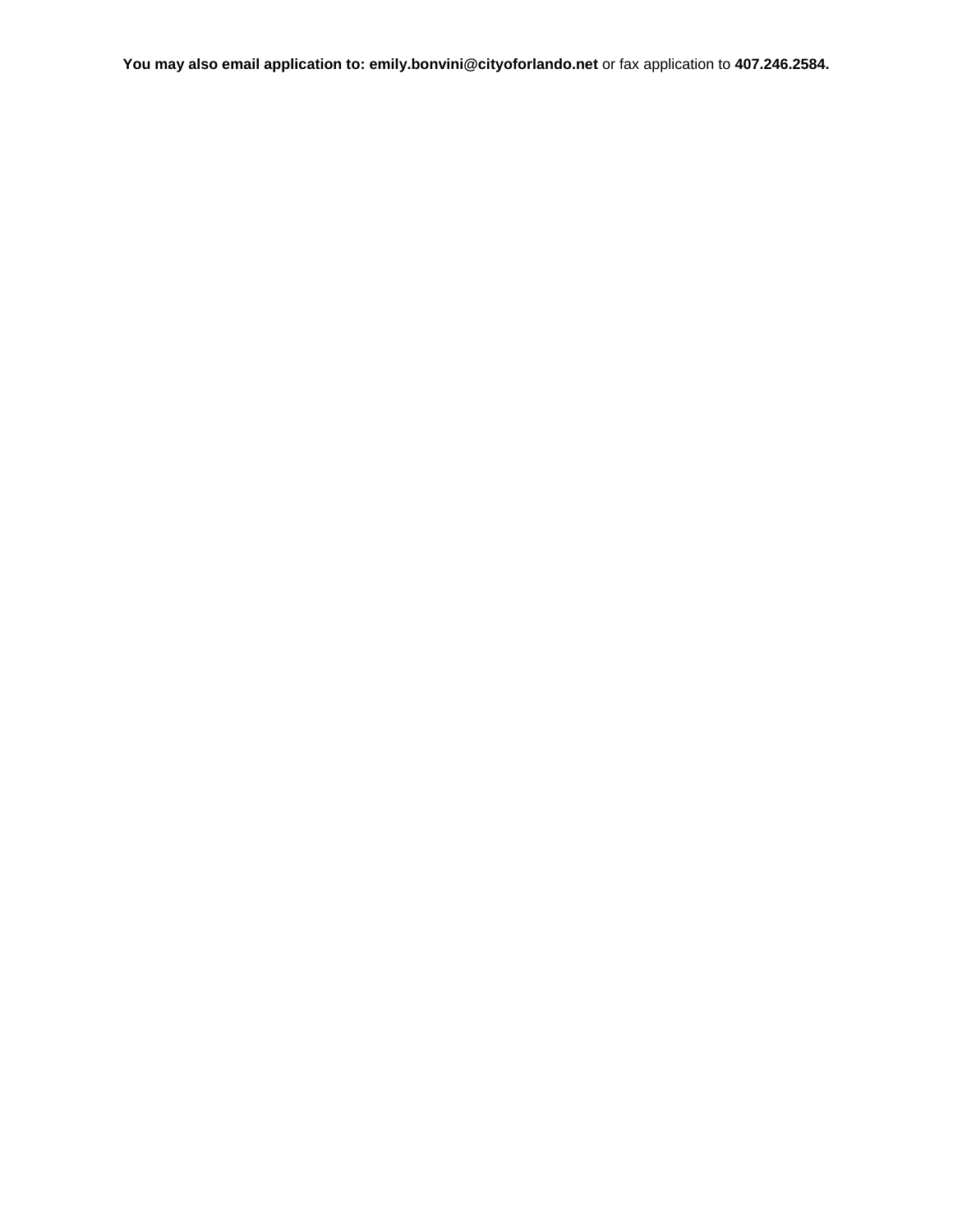**You may also email application to: emily.bonvini@cityoforlando.net** or fax application to **407.246.2584.**